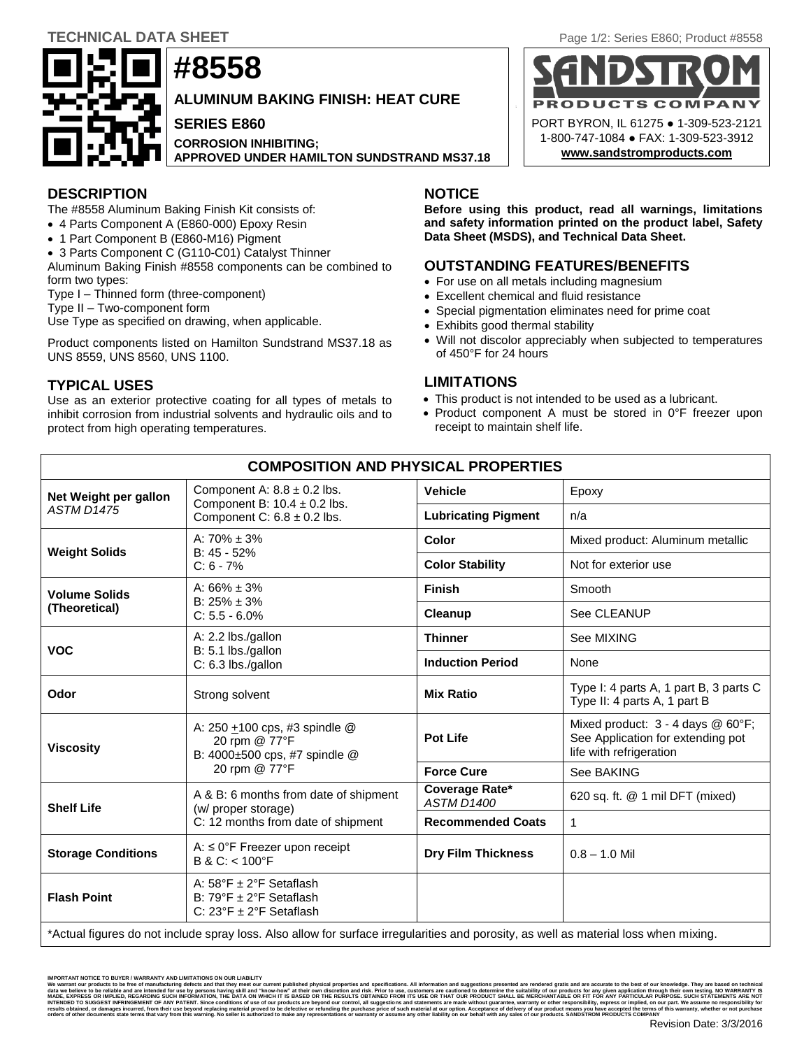TECHNICAL DATA SHEET

# #8558

**ALUMINUM BAKING FINISH: HEAT CURE**

**SERIES E860**

**CORROSION INHIBITING;**
**APPROVED UNDER HAMILTON SUNDSTRAND MS37.18**

**SANDSTROM PRODUCTS COMPANY**
PORT BYRON, IL 61275 ● 1-309-523-2121
1-800-747-1084 ● FAX: 1-309-523-3912
**www.sandstromproducts.com**

## DESCRIPTION

The #8558 Aluminum Baking Finish Kit consists of:

- 4 Parts Component A (E860-000) Epoxy Resin
- 1 Part Component B (E860-M16) Pigment
- 3 Parts Component C (G110-C01) Catalyst Thinner

Aluminum Baking Finish #8558 components can be combined to form two types:
Type I – Thinned form (three-component)
Type II – Two-component form
Use Type as specified on drawing, when applicable.

Product components listed on Hamilton Sundstrand MS37.18 as UNS 8559, UNS 8560, UNS 1100.

## TYPICAL USES

Use as an exterior protective coating for all types of metals to inhibit corrosion from industrial solvents and hydraulic oils and to protect from high operating temperatures.

## NOTICE

**Before using this product, read all warnings, limitations and safety information printed on the product label, Safety Data Sheet (MSDS), and Technical Data Sheet.**

## OUTSTANDING FEATURES/BENEFITS

- For use on all metals including magnesium
- Excellent chemical and fluid resistance
- Special pigmentation eliminates need for prime coat
- Exhibits good thermal stability
- Will not discolor appreciably when subjected to temperatures of 450°F for 24 hours

## LIMITATIONS

- This product is not intended to be used as a lubricant.
- Product component A must be stored in 0°F freezer upon receipt to maintain shelf life.

## COMPOSITION AND PHYSICAL PROPERTIES

| Property | Value | Property | Value |
|---|---|---|---|
| **Net Weight per gallon** *ASTM D1475* | Component A: 8.8 ± 0.2 lbs.<br>Component B: 10.4 ± 0.2 lbs.<br>Component C: 6.8 ± 0.2 lbs. | **Vehicle** | Epoxy |
| | | **Lubricating Pigment** | n/a |
| **Weight Solids** | A: 70% ± 3%<br>B: 45 - 52%<br>C: 6 - 7% | **Color** | Mixed product: Aluminum metallic |
| | | **Color Stability** | Not for exterior use |
| **Volume Solids (Theoretical)** | A: 66% ± 3%<br>B: 25% ± 3%<br>C: 5.5 - 6.0% | **Finish** | Smooth |
| | | **Cleanup** | See CLEANUP |
| **VOC** | A: 2.2 lbs./gallon<br>B: 5.1 lbs./gallon<br>C: 6.3 lbs./gallon | **Thinner** | See MIXING |
| | | **Induction Period** | None |
| **Odor** | Strong solvent | **Mix Ratio** | Type I: 4 parts A, 1 part B, 3 parts C<br>Type II: 4 parts A, 1 part B |
| **Viscosity** | A: 250 ±100 cps, #3 spindle @ 20 rpm @ 77°F<br>B: 4000±500 cps, #7 spindle @ 20 rpm @ 77°F | **Pot Life** | Mixed product: 3 - 4 days @ 60°F; See Application for extending pot life with refrigeration |
| | | **Force Cure** | See BAKING |
| **Shelf Life** | A & B: 6 months from date of shipment (w/ proper storage)<br>C: 12 months from date of shipment | **Coverage Rate*** *ASTM D1400* | 620 sq. ft. @ 1 mil DFT (mixed) |
| | | **Recommended Coats** | 1 |
| **Storage Conditions** | A: ≤ 0°F Freezer upon receipt<br>B & C: < 100°F | **Dry Film Thickness** | 0.8 – 1.0 Mil |
| **Flash Point** | A: 58°F ± 2°F Setaflash<br>B: 79°F ± 2°F Setaflash<br>C: 23°F ± 2°F Setaflash | | |

*Actual figures do not include spray loss. Also allow for surface irregularities and porosity, as well as material loss when mixing.

**IMPORTANT NOTICE TO BUYER / WARRANTY AND LIMITATIONS ON OUR LIABILITY**
We warrant our products to be free of manufacturing defects and that they meet our current published physical properties and specifications. All information and suggestions presented are rendered gratis and are accurate to the best of our knowledge. They are based on technical data we believe to be reliable and are intended for use by persons having skill and "know-how" at their own discretion and risk. Prior to use, customers are cautioned to determine the suitability of our products for any given application through their own testing. NO WARRANTY IS MADE, EXPRESS OR IMPLIED, REGARDING SUCH INFORMATION, THE DATA ON WHICH IT IS BASED OR THE RESULTS OBTAINED FROM ITS USE OR THAT OUR PRODUCT SHALL BE MERCHANTABLE OR FIT FOR ANY PARTICULAR PURPOSE. SUCH STATEMENTS ARE NOT INTENDED TO SUGGEST INFRINGEMENT OF ANY PATENT. Since conditions of use of our products are beyond our control, all suggestions and statements are made without guarantee, warranty or other responsibility, express or implied, on our part. We assume no responsibility for results obtained, or damages incurred, from their use beyond replacing material proved to be defective or refunding the purchase price of such material at our option. Acceptance of delivery of our product means you have accepted the terms of this warranty, whether or not purchase orders of other documents state terms that vary from this warning. No seller is authorized to make any representations or warranty or assume any other liability on our behalf with any sales of our products. SANDSTROM PRODUCTS COMPANY

Revision Date: 3/3/2016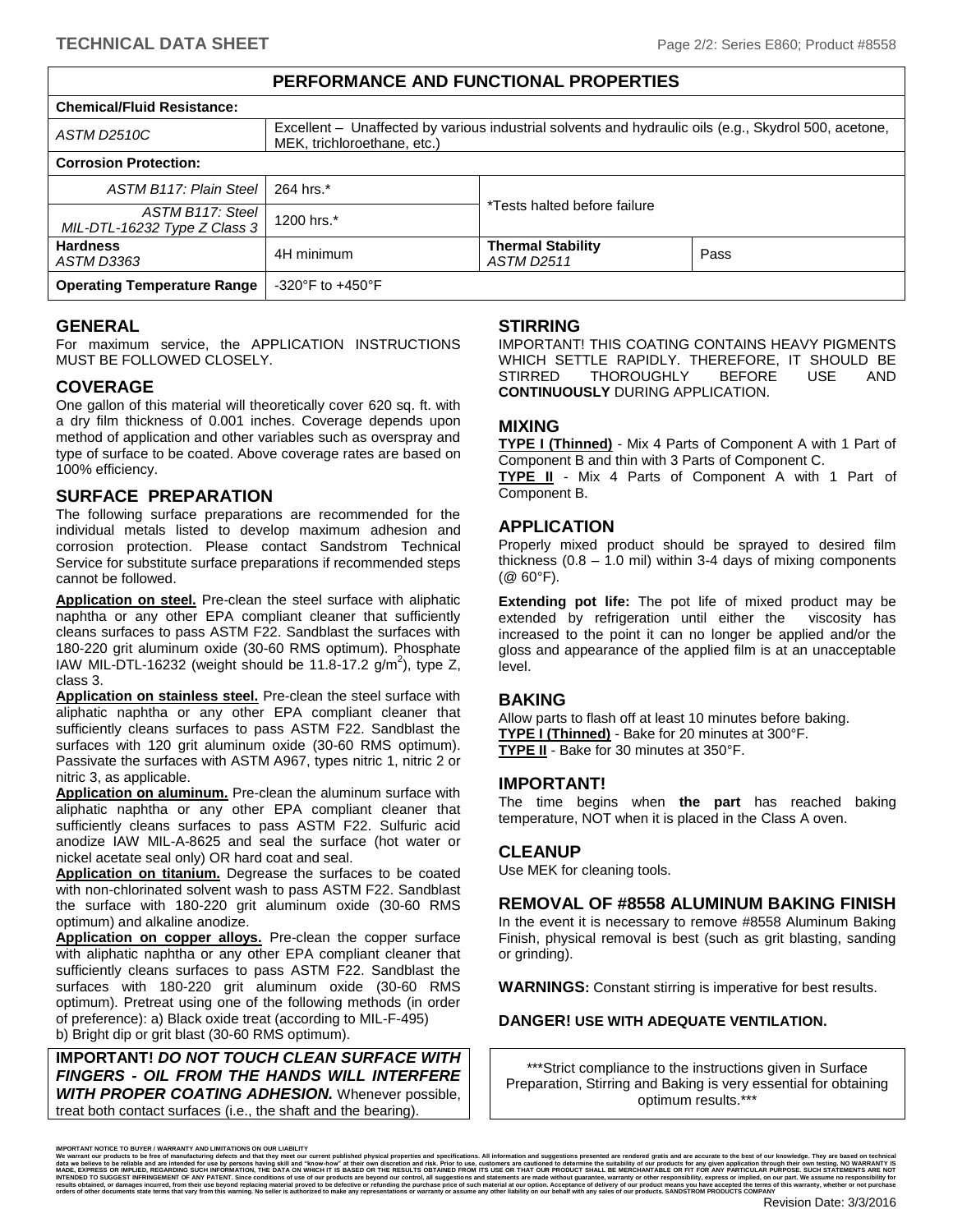| PERFORMANCE AND FUNCTIONAL PROPERTIES | | | |
|---|---|---|---|
| **Chemical/Fluid Resistance:** | | | |
| *ASTM D2510C* | Excellent – Unaffected by various industrial solvents and hydraulic oils (e.g., Skydrol 500, acetone, MEK, trichloroethane, etc.) | | |
| **Corrosion Protection:** | | | |
| *ASTM B117: Plain Steel* | 264 hrs.* | *Tests halted before failure | |
| *ASTM B117: Steel MIL-DTL-16232 Type Z Class 3* | 1200 hrs.* | | |
| **Hardness** *ASTM D3363* | 4H minimum | **Thermal Stability** *ASTM D2511* | Pass |
| **Operating Temperature Range** | -320°F to +450°F | | |

## GENERAL

For maximum service, the APPLICATION INSTRUCTIONS MUST BE FOLLOWED CLOSELY.

## COVERAGE

One gallon of this material will theoretically cover 620 sq. ft. with a dry film thickness of 0.001 inches. Coverage depends upon method of application and other variables such as overspray and type of surface to be coated. Above coverage rates are based on 100% efficiency.

## SURFACE PREPARATION

The following surface preparations are recommended for the individual metals listed to develop maximum adhesion and corrosion protection. Please contact Sandstrom Technical Service for substitute surface preparations if recommended steps cannot be followed.

**Application on steel.** Pre-clean the steel surface with aliphatic naphtha or any other EPA compliant cleaner that sufficiently cleans surfaces to pass ASTM F22. Sandblast the surfaces with 180-220 grit aluminum oxide (30-60 RMS optimum). Phosphate IAW MIL-DTL-16232 (weight should be 11.8-17.2 $g/m^2$), type Z, class 3.

**Application on stainless steel.** Pre-clean the steel surface with aliphatic naphtha or any other EPA compliant cleaner that sufficiently cleans surfaces to pass ASTM F22. Sandblast the surfaces with 120 grit aluminum oxide (30-60 RMS optimum). Passivate the surfaces with ASTM A967, types nitric 1, nitric 2 or nitric 3, as applicable.

**Application on aluminum.** Pre-clean the aluminum surface with aliphatic naphtha or any other EPA compliant cleaner that sufficiently cleans surfaces to pass ASTM F22. Sulfuric acid anodize IAW MIL-A-8625 and seal the surface (hot water or nickel acetate seal only) OR hard coat and seal.

**Application on titanium.** Degrease the surfaces to be coated with non-chlorinated solvent wash to pass ASTM F22. Sandblast the surface with 180-220 grit aluminum oxide (30-60 RMS optimum) and alkaline anodize.

**Application on copper alloys.** Pre-clean the copper surface with aliphatic naphtha or any other EPA compliant cleaner that sufficiently cleans surfaces to pass ASTM F22. Sandblast the surfaces with 180-220 grit aluminum oxide (30-60 RMS optimum). Pretreat using one of the following methods (in order of preference): a) Black oxide treat (according to MIL-F-495) b) Bright dip or grit blast (30-60 RMS optimum).

**IMPORTANT!** ***DO NOT TOUCH CLEAN SURFACE WITH FINGERS - OIL FROM THE HANDS WILL INTERFERE WITH PROPER COATING ADHESION.*** Whenever possible, treat both contact surfaces (i.e., the shaft and the bearing).

## STIRRING

IMPORTANT! THIS COATING CONTAINS HEAVY PIGMENTS WHICH SETTLE RAPIDLY. THEREFORE, IT SHOULD BE STIRRED THOROUGHLY BEFORE USE AND **CONTINUOUSLY** DURING APPLICATION.

## MIXING

**TYPE I (Thinned)** - Mix 4 Parts of Component A with 1 Part of Component B and thin with 3 Parts of Component C.

**TYPE II** - Mix 4 Parts of Component A with 1 Part of Component B.

## APPLICATION

Properly mixed product should be sprayed to desired film thickness (0.8 – 1.0 mil) within 3-4 days of mixing components (@ 60°F).

**Extending pot life:** The pot life of mixed product may be extended by refrigeration until either the viscosity has increased to the point it can no longer be applied and/or the gloss and appearance of the applied film is at an unacceptable level.

## BAKING

Allow parts to flash off at least 10 minutes before baking.

**TYPE I (Thinned)** - Bake for 20 minutes at 300°F.

**TYPE II** - Bake for 30 minutes at 350°F.

## IMPORTANT!

The time begins when **the part** has reached baking temperature, NOT when it is placed in the Class A oven.

## CLEANUP

Use MEK for cleaning tools.

## REMOVAL OF #8558 ALUMINUM BAKING FINISH

In the event it is necessary to remove #8558 Aluminum Baking Finish, physical removal is best (such as grit blasting, sanding or grinding).

**WARNINGS:** Constant stirring is imperative for best results.

**DANGER! USE WITH ADEQUATE VENTILATION.**

***Strict compliance to the instructions given in Surface Preparation, Stirring and Baking is very essential for obtaining optimum results.***

**IMPORTANT NOTICE TO BUYER / WARRANTY AND LIMITATIONS ON OUR LIABILITY**
We warrant our products to be free of manufacturing defects and that they meet our current published physical properties and specifications. All information and suggestions presented are rendered gratis and are accurate to the best of our knowledge. They are based on technical data we believe to be reliable and are intended for use by persons having skill and "know-how" at their own discretion and risk. Prior to use, customers are cautioned to determine the suitability of our products for any given application through their own testing. NO WARRANTY IS MADE, EXPRESS OR IMPLIED, REGARDING SUCH INFORMATION, THE DATA ON WHICH IT IS BASED OR THE RESULTS OBTAINED FROM ITS USE OR THAT OUR PRODUCT SHALL BE MERCHANTABLE OR FIT FOR ANY PARTICULAR PURPOSE. SUCH STATEMENTS ARE NOT INTENDED TO SUGGEST INFRINGEMENT OF ANY PATENT. Since conditions of use of our products are beyond our control, all suggestions and statements are made without guarantee, warranty or other responsibility, express or implied, on our part. We assume no responsibility for results obtained, or damages incurred, from their use beyond replacing material proved to be defective or refunding the purchase price of such material at our option. Acceptance of delivery of our product means you have accepted the terms of this warranty, whether or not purchase orders of other documents state terms that vary from this warning. No seller is authorized to make any representations or warranty or assume any other liability on our behalf with any sales of our products. SANDSTROM PRODUCTS COMPANY

Revision Date: 3/3/2016